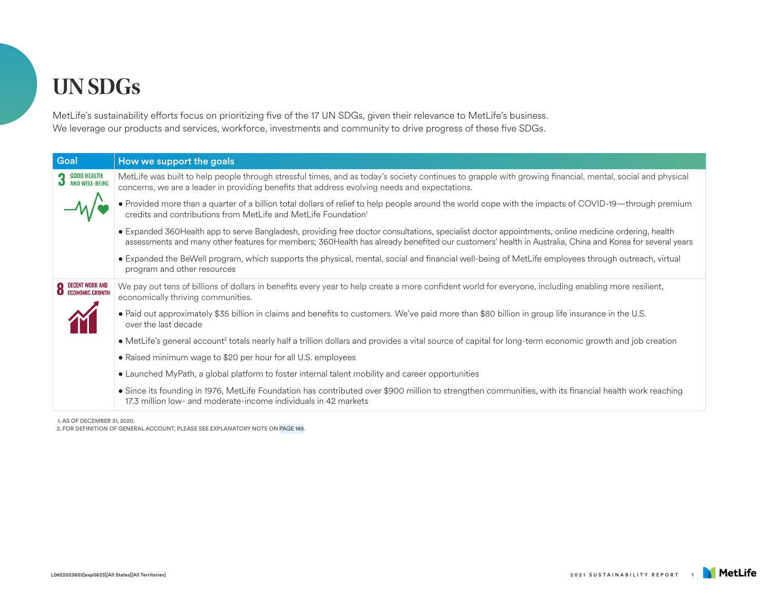# UN SDGs

MetLife's sustainability efforts focus on prioritizing five of the 17 UN SDGs, given their relevance to MetLife's business. We leverage our products and services, workforce, investments and community to drive progress of these five SDGs.

| Goal | How we support the goals |
|---|---|
| 3 GOOD HEALTH AND WELL-BEING | MetLife was built to help people through stressful times, and as today's society continues to grapple with growing financial, mental, social and physical concerns, we are a leader in providing benefits that address evolving needs and expectations.<br>• Provided more than a quarter of a billion total dollars of relief to help people around the world cope with the impacts of COVID-19—through premium credits and contributions from MetLife and MetLife Foundation[1]<br>• Expanded 360Health app to serve Bangladesh, providing free doctor consultations, specialist doctor appointments, online medicine ordering, health assessments and many other features for members; 360Health has already benefited our customers' health in Australia, China and Korea for several years<br>• Expanded the BeWell program, which supports the physical, mental, social and financial well-being of MetLife employees through outreach, virtual program and other resources |
| 8 DECENT WORK AND ECONOMIC GROWTH | We pay out tens of billions of dollars in benefits every year to help create a more confident world for everyone, including enabling more resilient, economically thriving communities.<br>• Paid out approximately $35 billion in claims and benefits to customers. We've paid more than $80 billion in group life insurance in the U.S. over the last decade<br>• MetLife's general account[2] totals nearly half a trillion dollars and provides a vital source of capital for long-term economic growth and job creation<br>• Raised minimum wage to $20 per hour for all U.S. employees<br>• Launched MyPath, a global platform to foster internal talent mobility and career opportunities<br>• Since its founding in 1976, MetLife Foundation has contributed over $900 million to strengthen communities, with its financial health work reaching 17.3 million low- and moderate-income individuals in 42 markets |

1. AS OF DECEMBER 31, 2020.
2. FOR DEFINITION OF GENERAL ACCOUNT, PLEASE SEE EXPLANATORY NOTE ON PAGE 149.

L0622023602[exp0623][All States][All Territories]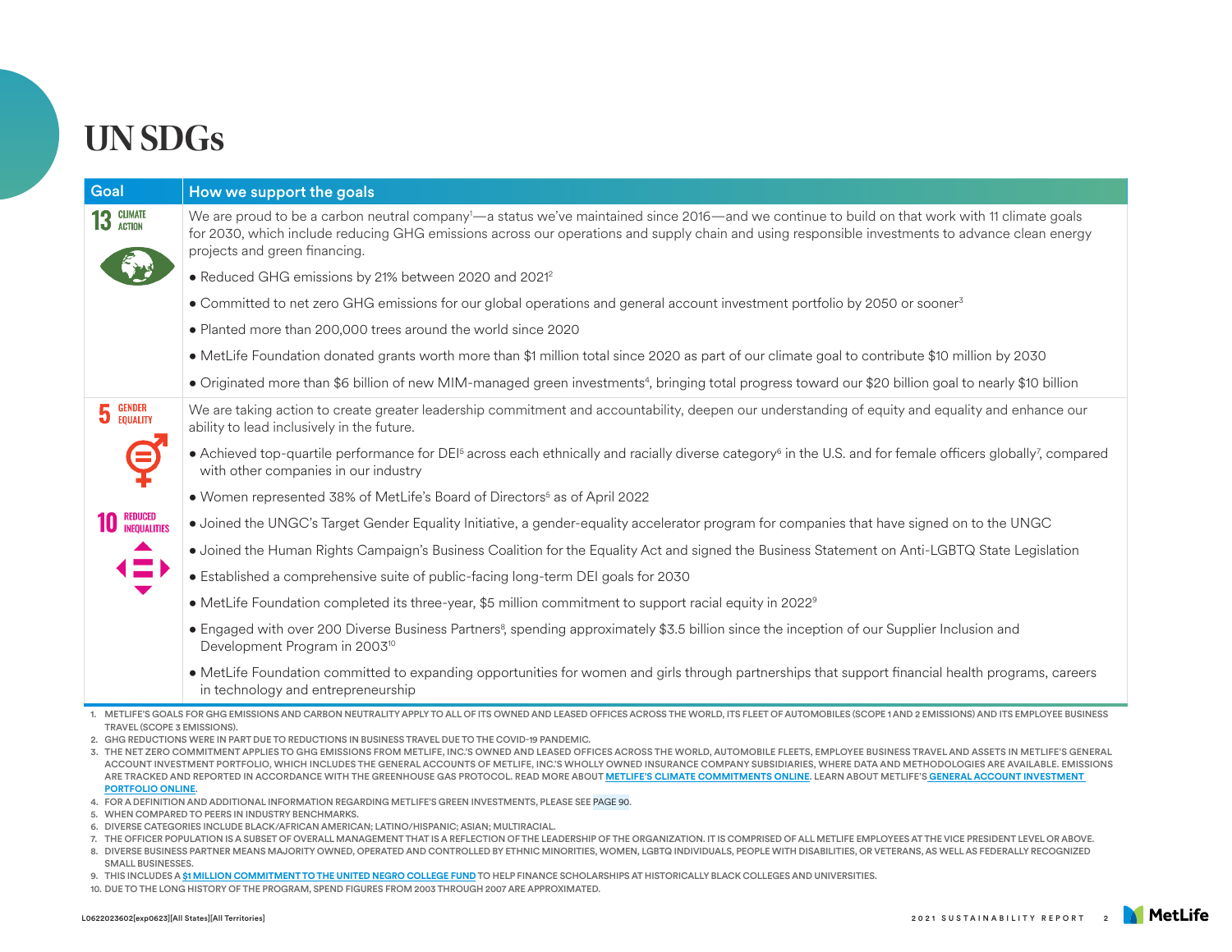# UN SDGs

| Goal | How we support the goals |
|---|---|
| 13 CLIMATE ACTION | We are proud to be a carbon neutral company[1]—a status we've maintained since 2016—and we continue to build on that work with 11 climate goals for 2030, which include reducing GHG emissions across our operations and supply chain and using responsible investments to advance clean energy projects and green financing.<br>• Reduced GHG emissions by 21% between 2020 and 2021[2]<br>• Committed to net zero GHG emissions for our global operations and general account investment portfolio by 2050 or sooner[3]<br>• Planted more than 200,000 trees around the world since 2020<br>• MetLife Foundation donated grants worth more than $1 million total since 2020 as part of our climate goal to contribute $10 million by 2030<br>• Originated more than $6 billion of new MIM-managed green investments[4], bringing total progress toward our $20 billion goal to nearly $10 billion |
| 5 GENDER EQUALITY<br>10 REDUCED INEQUALITIES | We are taking action to create greater leadership commitment and accountability, deepen our understanding of equity and equality and enhance our ability to lead inclusively in the future.<br>• Achieved top-quartile performance for DEI[5] across each ethnically and racially diverse category[6] in the U.S. and for female officers globally[7], compared with other companies in our industry<br>• Women represented 38% of MetLife's Board of Directors[5] as of April 2022<br>• Joined the UNGC's Target Gender Equality Initiative, a gender-equality accelerator program for companies that have signed on to the UNGC<br>• Joined the Human Rights Campaign's Business Coalition for the Equality Act and signed the Business Statement on Anti-LGBTQ State Legislation<br>• Established a comprehensive suite of public-facing long-term DEI goals for 2030<br>• MetLife Foundation completed its three-year, $5 million commitment to support racial equity in 2022[9]<br>• Engaged with over 200 Diverse Business Partners[8], spending approximately $3.5 billion since the inception of our Supplier Inclusion and Development Program in 2003[10]<br>• MetLife Foundation committed to expanding opportunities for women and girls through partnerships that support financial health programs, careers in technology and entrepreneurship |

1. METLIFE'S GOALS FOR GHG EMISSIONS AND CARBON NEUTRALITY APPLY TO ALL OF ITS OWNED AND LEASED OFFICES ACROSS THE WORLD, ITS FLEET OF AUTOMOBILES (SCOPE 1 AND 2 EMISSIONS) AND ITS EMPLOYEE BUSINESS TRAVEL (SCOPE 3 EMISSIONS).
2. GHG REDUCTIONS WERE IN PART DUE TO REDUCTIONS IN BUSINESS TRAVEL DUE TO THE COVID-19 PANDEMIC.
3. THE NET ZERO COMMITMENT APPLIES TO GHG EMISSIONS FROM METLIFE, INC.'S OWNED AND LEASED OFFICES ACROSS THE WORLD, AUTOMOBILE FLEETS, EMPLOYEE BUSINESS TRAVEL AND ASSETS IN METLIFE'S GENERAL ACCOUNT INVESTMENT PORTFOLIO, WHICH INCLUDES THE GENERAL ACCOUNTS OF METLIFE, INC.'S WHOLLY OWNED INSURANCE COMPANY SUBSIDIARIES, WHERE DATA AND METHODOLOGIES ARE AVAILABLE. EMISSIONS ARE TRACKED AND REPORTED IN ACCORDANCE WITH THE GREENHOUSE GAS PROTOCOL. READ MORE ABOUT METLIFE'S CLIMATE COMMITMENTS ONLINE. LEARN ABOUT METLIFE'S GENERAL ACCOUNT INVESTMENT PORTFOLIO ONLINE.
4. FOR A DEFINITION AND ADDITIONAL INFORMATION REGARDING METLIFE'S GREEN INVESTMENTS, PLEASE SEE PAGE 90.
5. WHEN COMPARED TO PEERS IN INDUSTRY BENCHMARKS.
6. DIVERSE CATEGORIES INCLUDE BLACK/AFRICAN AMERICAN; LATINO/HISPANIC; ASIAN; MULTIRACIAL.
7. THE OFFICER POPULATION IS A SUBSET OF OVERALL MANAGEMENT THAT IS A REFLECTION OF THE LEADERSHIP OF THE ORGANIZATION. IT IS COMPRISED OF ALL METLIFE EMPLOYEES AT THE VICE PRESIDENT LEVEL OR ABOVE.
8. DIVERSE BUSINESS PARTNER MEANS MAJORITY OWNED, OPERATED AND CONTROLLED BY ETHNIC MINORITIES, WOMEN, LGBTQ INDIVIDUALS, PEOPLE WITH DISABILITIES, OR VETERANS, AS WELL AS FEDERALLY RECOGNIZED SMALL BUSINESSES.
9. THIS INCLUDES A $1 MILLION COMMITMENT TO THE UNITED NEGRO COLLEGE FUND TO HELP FINANCE SCHOLARSHIPS AT HISTORICALLY BLACK COLLEGES AND UNIVERSITIES.
10. DUE TO THE LONG HISTORY OF THE PROGRAM, SPEND FIGURES FROM 2003 THROUGH 2007 ARE APPROXIMATED.

L0622023602[exp0623][All States][All Territories]